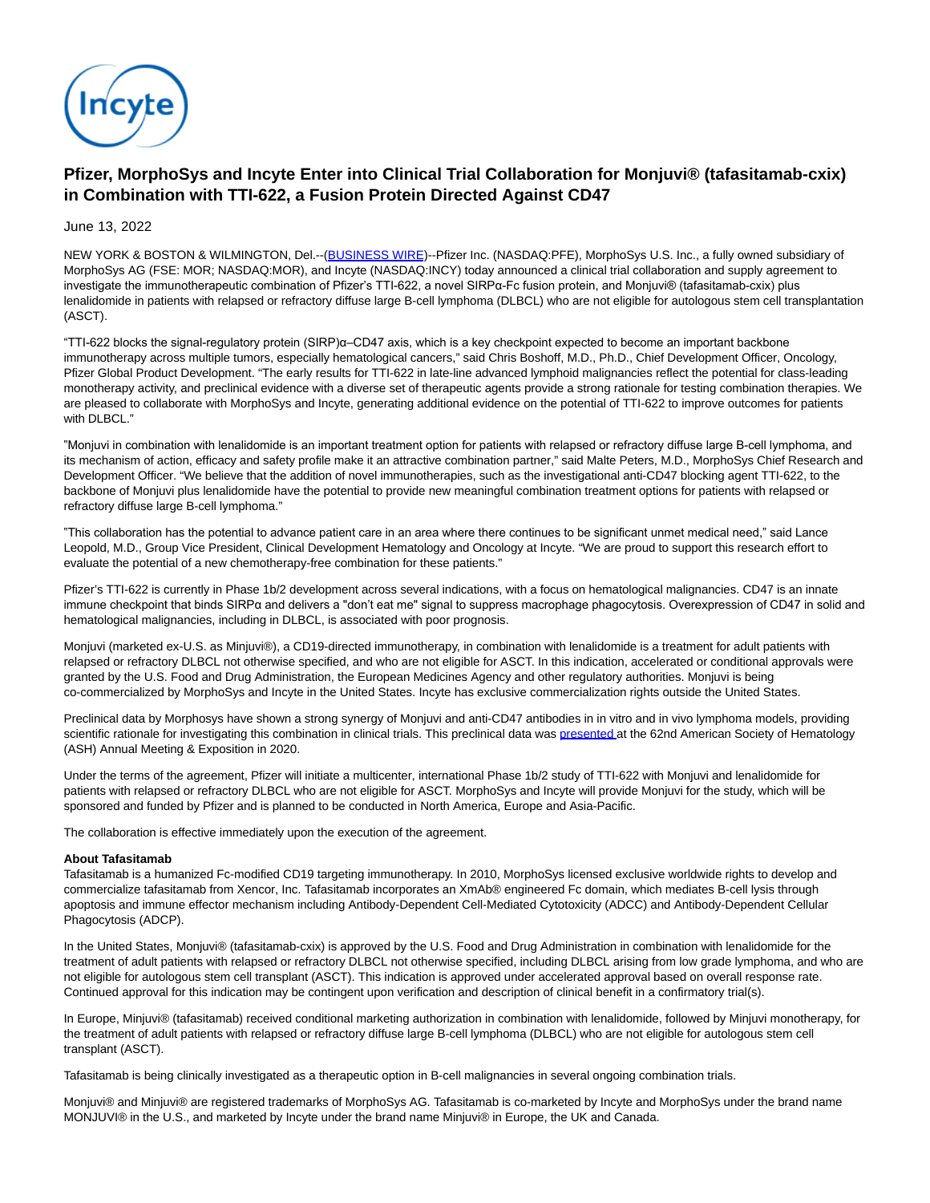# Pfizer, MorphoSys and Incyte Enter into Clinical Trial Collaboration for Monjuvi® (tafasitamab-cxix) in Combination with TTI-622, a Fusion Protein Directed Against CD47

June 13, 2022

NEW YORK & BOSTON & WILMINGTON, Del.--(BUSINESS WIRE)--Pfizer Inc. (NASDAQ:PFE), MorphoSys U.S. Inc., a fully owned subsidiary of MorphoSys AG (FSE: MOR; NASDAQ:MOR), and Incyte (NASDAQ:INCY) today announced a clinical trial collaboration and supply agreement to investigate the immunotherapeutic combination of Pfizer's TTI-622, a novel SIRPα-Fc fusion protein, and Monjuvi® (tafasitamab-cxix) plus lenalidomide in patients with relapsed or refractory diffuse large B-cell lymphoma (DLBCL) who are not eligible for autologous stem cell transplantation (ASCT).

"TTI-622 blocks the signal-regulatory protein (SIRP)α–CD47 axis, which is a key checkpoint expected to become an important backbone immunotherapy across multiple tumors, especially hematological cancers," said Chris Boshoff, M.D., Ph.D., Chief Development Officer, Oncology, Pfizer Global Product Development. "The early results for TTI-622 in late-line advanced lymphoid malignancies reflect the potential for class-leading monotherapy activity, and preclinical evidence with a diverse set of therapeutic agents provide a strong rationale for testing combination therapies. We are pleased to collaborate with MorphoSys and Incyte, generating additional evidence on the potential of TTI-622 to improve outcomes for patients with DLBCL."

"Monjuvi in combination with lenalidomide is an important treatment option for patients with relapsed or refractory diffuse large B-cell lymphoma, and its mechanism of action, efficacy and safety profile make it an attractive combination partner," said Malte Peters, M.D., MorphoSys Chief Research and Development Officer. "We believe that the addition of novel immunotherapies, such as the investigational anti-CD47 blocking agent TTI-622, to the backbone of Monjuvi plus lenalidomide have the potential to provide new meaningful combination treatment options for patients with relapsed or refractory diffuse large B-cell lymphoma."

"This collaboration has the potential to advance patient care in an area where there continues to be significant unmet medical need," said Lance Leopold, M.D., Group Vice President, Clinical Development Hematology and Oncology at Incyte. "We are proud to support this research effort to evaluate the potential of a new chemotherapy-free combination for these patients."

Pfizer's TTI-622 is currently in Phase 1b/2 development across several indications, with a focus on hematological malignancies. CD47 is an innate immune checkpoint that binds SIRPα and delivers a "don't eat me" signal to suppress macrophage phagocytosis. Overexpression of CD47 in solid and hematological malignancies, including in DLBCL, is associated with poor prognosis.

Monjuvi (marketed ex-U.S. as Minjuvi®), a CD19-directed immunotherapy, in combination with lenalidomide is a treatment for adult patients with relapsed or refractory DLBCL not otherwise specified, and who are not eligible for ASCT. In this indication, accelerated or conditional approvals were granted by the U.S. Food and Drug Administration, the European Medicines Agency and other regulatory authorities. Monjuvi is being co-commercialized by MorphoSys and Incyte in the United States. Incyte has exclusive commercialization rights outside the United States.

Preclinical data by Morphosys have shown a strong synergy of Monjuvi and anti-CD47 antibodies in in vitro and in vivo lymphoma models, providing scientific rationale for investigating this combination in clinical trials. This preclinical data was presented at the 62nd American Society of Hematology (ASH) Annual Meeting & Exposition in 2020.

Under the terms of the agreement, Pfizer will initiate a multicenter, international Phase 1b/2 study of TTI-622 with Monjuvi and lenalidomide for patients with relapsed or refractory DLBCL who are not eligible for ASCT. MorphoSys and Incyte will provide Monjuvi for the study, which will be sponsored and funded by Pfizer and is planned to be conducted in North America, Europe and Asia-Pacific.

The collaboration is effective immediately upon the execution of the agreement.

**About Tafasitamab**

Tafasitamab is a humanized Fc-modified CD19 targeting immunotherapy. In 2010, MorphoSys licensed exclusive worldwide rights to develop and commercialize tafasitamab from Xencor, Inc. Tafasitamab incorporates an XmAb® engineered Fc domain, which mediates B-cell lysis through apoptosis and immune effector mechanism including Antibody-Dependent Cell-Mediated Cytotoxicity (ADCC) and Antibody-Dependent Cellular Phagocytosis (ADCP).

In the United States, Monjuvi® (tafasitamab-cxix) is approved by the U.S. Food and Drug Administration in combination with lenalidomide for the treatment of adult patients with relapsed or refractory DLBCL not otherwise specified, including DLBCL arising from low grade lymphoma, and who are not eligible for autologous stem cell transplant (ASCT). This indication is approved under accelerated approval based on overall response rate. Continued approval for this indication may be contingent upon verification and description of clinical benefit in a confirmatory trial(s).

In Europe, Minjuvi® (tafasitamab) received conditional marketing authorization in combination with lenalidomide, followed by Minjuvi monotherapy, for the treatment of adult patients with relapsed or refractory diffuse large B-cell lymphoma (DLBCL) who are not eligible for autologous stem cell transplant (ASCT).

Tafasitamab is being clinically investigated as a therapeutic option in B-cell malignancies in several ongoing combination trials.

Monjuvi® and Minjuvi® are registered trademarks of MorphoSys AG. Tafasitamab is co-marketed by Incyte and MorphoSys under the brand name MONJUVI® in the U.S., and marketed by Incyte under the brand name Minjuvi® in Europe, the UK and Canada.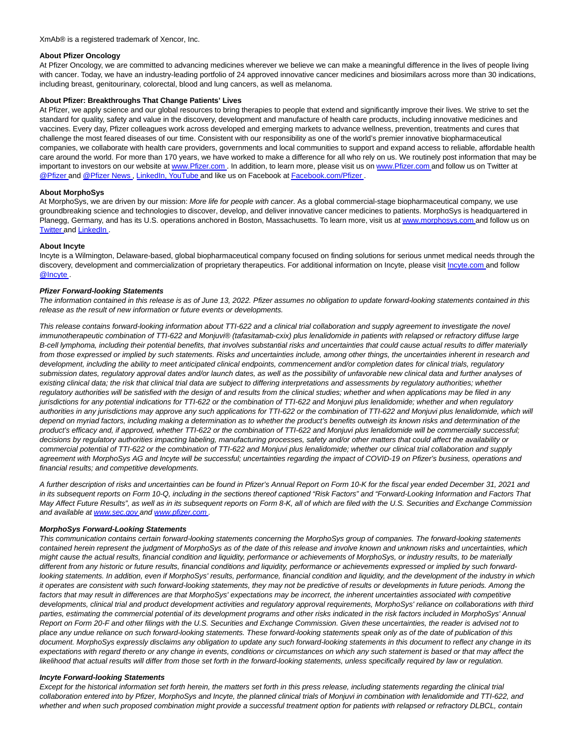XmAb® is a registered trademark of Xencor, Inc.

**About Pfizer Oncology**

At Pfizer Oncology, we are committed to advancing medicines wherever we believe we can make a meaningful difference in the lives of people living with cancer. Today, we have an industry-leading portfolio of 24 approved innovative cancer medicines and biosimilars across more than 30 indications, including breast, genitourinary, colorectal, blood and lung cancers, as well as melanoma.

**About Pfizer: Breakthroughs That Change Patients' Lives**

At Pfizer, we apply science and our global resources to bring therapies to people that extend and significantly improve their lives. We strive to set the standard for quality, safety and value in the discovery, development and manufacture of health care products, including innovative medicines and vaccines. Every day, Pfizer colleagues work across developed and emerging markets to advance wellness, prevention, treatments and cures that challenge the most feared diseases of our time. Consistent with our responsibility as one of the world's premier innovative biopharmaceutical companies, we collaborate with health care providers, governments and local communities to support and expand access to reliable, affordable health care around the world. For more than 170 years, we have worked to make a difference for all who rely on us. We routinely post information that may be important to investors on our website at www.Pfizer.com . In addition, to learn more, please visit us on www.Pfizer.com and follow us on Twitter at @Pfizer and @Pfizer News , LinkedIn, YouTube and like us on Facebook at Facebook.com/Pfizer .

**About MorphoSys**

At MorphoSys, we are driven by our mission: *More life for people with cancer*. As a global commercial-stage biopharmaceutical company, we use groundbreaking science and technologies to discover, develop, and deliver innovative cancer medicines to patients. MorphoSys is headquartered in Planegg, Germany, and has its U.S. operations anchored in Boston, Massachusetts. To learn more, visit us at www.morphosys.com and follow us on Twitter and LinkedIn .

**About Incyte**

Incyte is a Wilmington, Delaware-based, global biopharmaceutical company focused on finding solutions for serious unmet medical needs through the discovery, development and commercialization of proprietary therapeutics. For additional information on Incyte, please visit Incyte.com and follow @Incyte .

***Pfizer Forward-looking Statements***

*The information contained in this release is as of June 13, 2022. Pfizer assumes no obligation to update forward-looking statements contained in this release as the result of new information or future events or developments.*

*This release contains forward-looking information about TTI-622 and a clinical trial collaboration and supply agreement to investigate the novel immunotherapeutic combination of TTI-622 and Monjuvi® (tafasitamab-cxix) plus lenalidomide in patients with relapsed or refractory diffuse large B-cell lymphoma, including their potential benefits, that involves substantial risks and uncertainties that could cause actual results to differ materially from those expressed or implied by such statements. Risks and uncertainties include, among other things, the uncertainties inherent in research and development, including the ability to meet anticipated clinical endpoints, commencement and/or completion dates for clinical trials, regulatory submission dates, regulatory approval dates and/or launch dates, as well as the possibility of unfavorable new clinical data and further analyses of existing clinical data; the risk that clinical trial data are subject to differing interpretations and assessments by regulatory authorities; whether regulatory authorities will be satisfied with the design of and results from the clinical studies; whether and when applications may be filed in any jurisdictions for any potential indications for TTI-622 or the combination of TTI-622 and Monjuvi plus lenalidomide; whether and when regulatory authorities in any jurisdictions may approve any such applications for TTI-622 or the combination of TTI-622 and Monjuvi plus lenalidomide, which will depend on myriad factors, including making a determination as to whether the product's benefits outweigh its known risks and determination of the product's efficacy and, if approved, whether TTI-622 or the combination of TTI-622 and Monjuvi plus lenalidomide will be commercially successful; decisions by regulatory authorities impacting labeling, manufacturing processes, safety and/or other matters that could affect the availability or commercial potential of TTI-622 or the combination of TTI-622 and Monjuvi plus lenalidomide; whether our clinical trial collaboration and supply agreement with MorphoSys AG and Incyte will be successful; uncertainties regarding the impact of COVID-19 on Pfizer's business, operations and financial results; and competitive developments.*

*A further description of risks and uncertainties can be found in Pfizer's Annual Report on Form 10-K for the fiscal year ended December 31, 2021 and in its subsequent reports on Form 10-Q, including in the sections thereof captioned "Risk Factors" and "Forward-Looking Information and Factors That May Affect Future Results", as well as in its subsequent reports on Form 8-K, all of which are filed with the U.S. Securities and Exchange Commission and available at www.sec.gov and www.pfizer.com .*

***MorphoSys Forward-Looking Statements***

*This communication contains certain forward-looking statements concerning the MorphoSys group of companies. The forward-looking statements contained herein represent the judgment of MorphoSys as of the date of this release and involve known and unknown risks and uncertainties, which might cause the actual results, financial condition and liquidity, performance or achievements of MorphoSys, or industry results, to be materially different from any historic or future results, financial conditions and liquidity, performance or achievements expressed or implied by such forward-looking statements. In addition, even if MorphoSys' results, performance, financial condition and liquidity, and the development of the industry in which it operates are consistent with such forward-looking statements, they may not be predictive of results or developments in future periods. Among the factors that may result in differences are that MorphoSys' expectations may be incorrect, the inherent uncertainties associated with competitive developments, clinical trial and product development activities and regulatory approval requirements, MorphoSys' reliance on collaborations with third parties, estimating the commercial potential of its development programs and other risks indicated in the risk factors included in MorphoSys' Annual Report on Form 20-F and other filings with the U.S. Securities and Exchange Commission. Given these uncertainties, the reader is advised not to place any undue reliance on such forward-looking statements. These forward-looking statements speak only as of the date of publication of this document. MorphoSys expressly disclaims any obligation to update any such forward-looking statements in this document to reflect any change in its expectations with regard thereto or any change in events, conditions or circumstances on which any such statement is based or that may affect the likelihood that actual results will differ from those set forth in the forward-looking statements, unless specifically required by law or regulation.*

***Incyte Forward-looking Statements***

*Except for the historical information set forth herein, the matters set forth in this press release, including statements regarding the clinical trial collaboration entered into by Pfizer, MorphoSys and Incyte, the planned clinical trials of Monjuvi in combination with lenalidomide and TTI-622, and whether and when such proposed combination might provide a successful treatment option for patients with relapsed or refractory DLBCL, contain*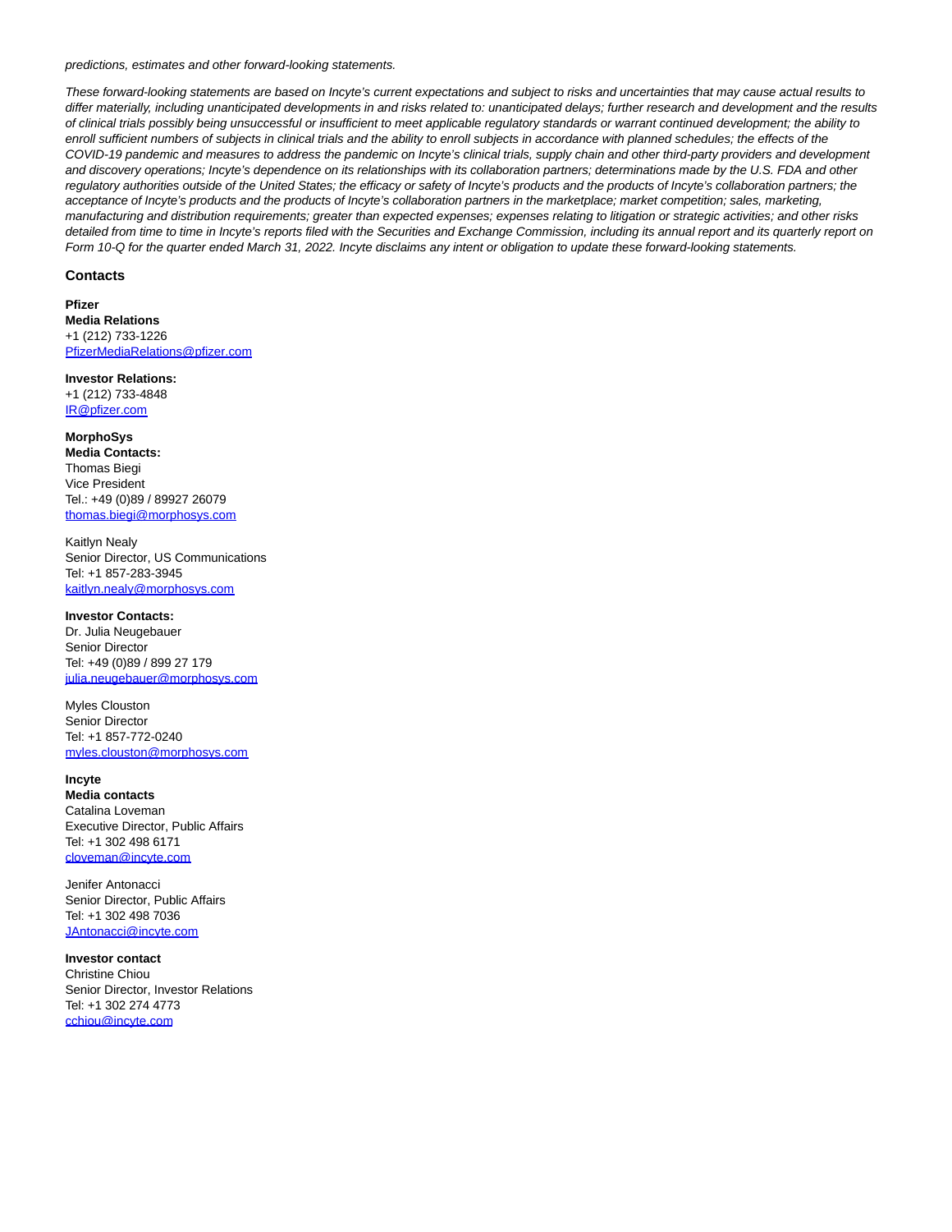*predictions, estimates and other forward-looking statements.*

*These forward-looking statements are based on Incyte's current expectations and subject to risks and uncertainties that may cause actual results to differ materially, including unanticipated developments in and risks related to: unanticipated delays; further research and development and the results of clinical trials possibly being unsuccessful or insufficient to meet applicable regulatory standards or warrant continued development; the ability to enroll sufficient numbers of subjects in clinical trials and the ability to enroll subjects in accordance with planned schedules; the effects of the COVID-19 pandemic and measures to address the pandemic on Incyte's clinical trials, supply chain and other third-party providers and development and discovery operations; Incyte's dependence on its relationships with its collaboration partners; determinations made by the U.S. FDA and other regulatory authorities outside of the United States; the efficacy or safety of Incyte's products and the products of Incyte's collaboration partners; the acceptance of Incyte's products and the products of Incyte's collaboration partners in the marketplace; market competition; sales, marketing, manufacturing and distribution requirements; greater than expected expenses; expenses relating to litigation or strategic activities; and other risks detailed from time to time in Incyte's reports filed with the Securities and Exchange Commission, including its annual report and its quarterly report on Form 10-Q for the quarter ended March 31, 2022. Incyte disclaims any intent or obligation to update these forward-looking statements.*

### Contacts

**Pfizer**
**Media Relations**
+1 (212) 733-1226
PfizerMediaRelations@pfizer.com

**Investor Relations:**
+1 (212) 733-4848
IR@pfizer.com

**MorphoSys**
**Media Contacts:**
Thomas Biegi
Vice President
Tel.: +49 (0)89 / 89927 26079
thomas.biegi@morphosys.com

Kaitlyn Nealy
Senior Director, US Communications
Tel: +1 857-283-3945
kaitlyn.nealy@morphosys.com

**Investor Contacts:**
Dr. Julia Neugebauer
Senior Director
Tel: +49 (0)89 / 899 27 179
julia.neugebauer@morphosys.com

Myles Clouston
Senior Director
Tel: +1 857-772-0240
myles.clouston@morphosys.com

**Incyte**
**Media contacts**
Catalina Loveman
Executive Director, Public Affairs
Tel: +1 302 498 6171
cloveman@incyte.com

Jenifer Antonacci
Senior Director, Public Affairs
Tel: +1 302 498 7036
JAntonacci@incyte.com

**Investor contact**
Christine Chiou
Senior Director, Investor Relations
Tel: +1 302 274 4773
cchiou@incyte.com